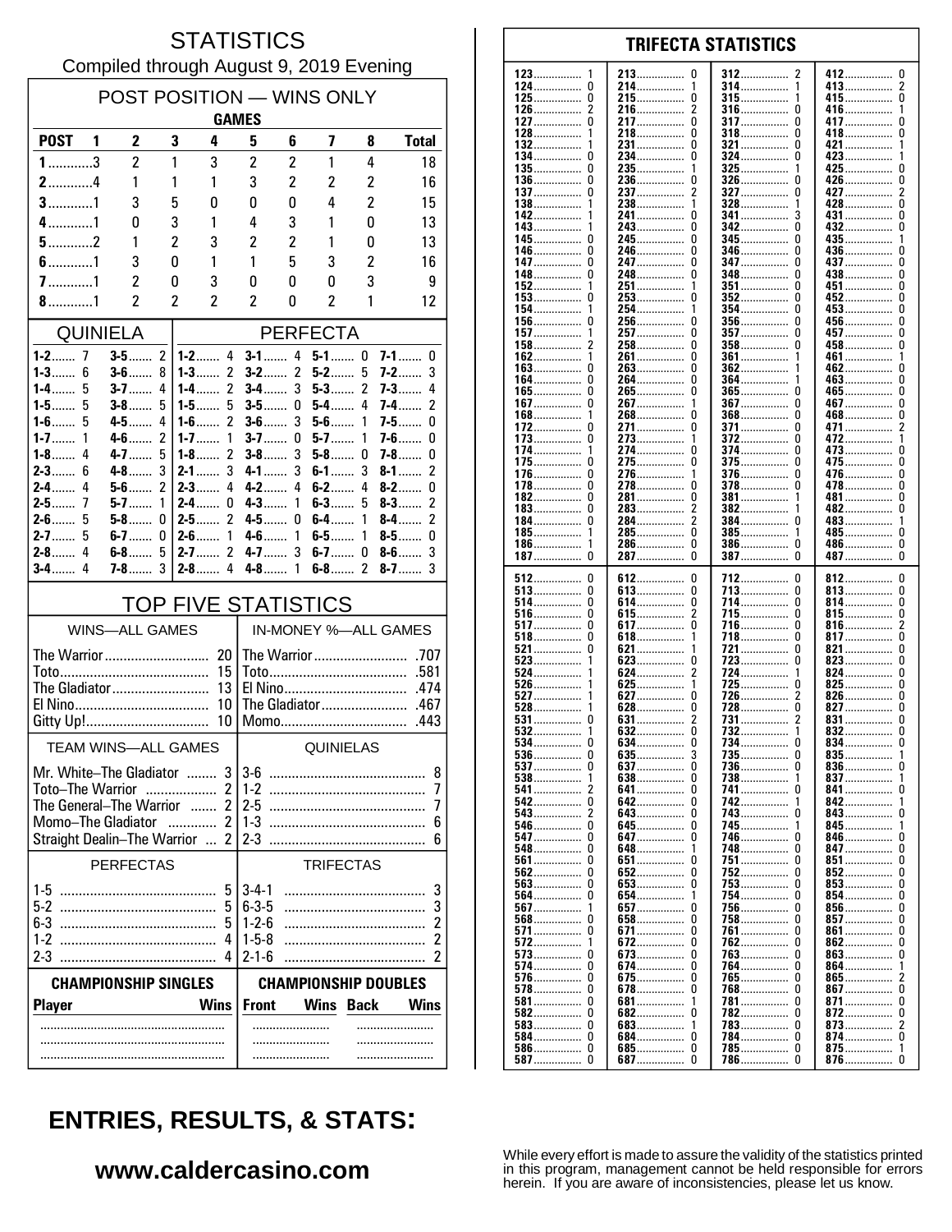# STATISTICS

Compiled through August 9, 2019 Evening

## POST POSITION — WINS ONLY

| POST | GAMES 1 | 2 | 3 | 4 | 5 | 6 | 7 | 8 | Total |
|---|---|---|---|---|---|---|---|---|---|
| 1 | 3 | 2 | 1 | 3 | 2 | 2 | 1 | 4 | 18 |
| 2 | 4 | 1 | 1 | 1 | 3 | 2 | 2 | 2 | 16 |
| 3 | 1 | 3 | 5 | 0 | 0 | 0 | 4 | 2 | 15 |
| 4 | 1 | 0 | 3 | 1 | 4 | 3 | 1 | 0 | 13 |
| 5 | 2 | 1 | 2 | 3 | 2 | 2 | 1 | 0 | 13 |
| 6 | 1 | 3 | 0 | 1 | 1 | 5 | 3 | 2 | 16 |
| 7 | 1 | 2 | 0 | 3 | 0 | 0 | 0 | 3 | 9 |
| 8 | 1 | 2 | 2 | 2 | 2 | 0 | 2 | 1 | 12 |

## QUINIELA

| | | | |
|---|---|---|---|
| 1-2 | 7 | 3-5 | 2 |
| 1-3 | 6 | 3-6 | 8 |
| 1-4 | 5 | 3-7 | 4 |
| 1-5 | 5 | 3-8 | 5 |
| 1-6 | 5 | 4-5 | 4 |
| 1-7 | 1 | 4-6 | 2 |
| 1-8 | 4 | 4-7 | 5 |
| 2-3 | 6 | 4-8 | 3 |
| 2-4 | 4 | 5-6 | 2 |
| 2-5 | 7 | 5-7 | 1 |
| 2-6 | 5 | 5-8 | 0 |
| 2-7 | 5 | 6-7 | 0 |
| 2-8 | 4 | 6-8 | 5 |
| 3-4 | 4 | 7-8 | 3 |

## PERFECTA

| | | | | | | | |
|---|---|---|---|---|---|---|---|
| 1-2 | 4 | 3-1 | 4 | 5-1 | 0 | 7-1 | 0 |
| 1-3 | 2 | 3-2 | 2 | 5-2 | 5 | 7-2 | 3 |
| 1-4 | 2 | 3-4 | 3 | 5-3 | 2 | 7-3 | 4 |
| 1-5 | 5 | 3-5 | 0 | 5-4 | 4 | 7-4 | 2 |
| 1-6 | 2 | 3-6 | 3 | 5-6 | 1 | 7-5 | 0 |
| 1-7 | 1 | 3-7 | 0 | 5-7 | 1 | 7-6 | 0 |
| 1-8 | 2 | 3-8 | 3 | 5-8 | 0 | 7-8 | 0 |
| 2-1 | 3 | 4-1 | 3 | 6-1 | 3 | 8-1 | 2 |
| 2-3 | 4 | 4-2 | 4 | 6-2 | 4 | 8-2 | 0 |
| 2-4 | 0 | 4-3 | 1 | 6-3 | 5 | 8-3 | 2 |
| 2-5 | 2 | 4-5 | 0 | 6-4 | 1 | 8-4 | 2 |
| 2-6 | 1 | 4-6 | 1 | 6-5 | 1 | 8-5 | 0 |
| 2-7 | 2 | 4-7 | 3 | 6-7 | 0 | 8-6 | 3 |
| 2-8 | 4 | 4-8 | 1 | 6-8 | 2 | 8-7 | 3 |

## TOP FIVE STATISTICS

| WINS—ALL GAMES | | IN-MONEY %—ALL GAMES | |
|---|---|---|---|
| The Warrior | 20 | The Warrior | .707 |
| Toto | 15 | Toto | .581 |
| The Gladiator | 13 | El Nino | .474 |
| El Nino | 10 | The Gladiator | .467 |
| Gitty Up! | 10 | Momo | .443 |

| TEAM WINS—ALL GAMES | | QUINIELAS | |
|---|---|---|---|
| Mr. White–The Gladiator | 3 | 3-6 | 8 |
| Toto–The Warrior | 2 | 1-2 | 7 |
| The General–The Warrior | 2 | 2-5 | 7 |
| Momo–The Gladiator | 2 | 1-3 | 6 |
| Straight Dealin–The Warrior | 2 | 2-3 | 6 |

| PERFECTAS | | TRIFECTAS | |
|---|---|---|---|
| 1-5 | 5 | 3-4-1 | 3 |
| 5-2 | 5 | 6-3-5 | 3 |
| 6-3 | 5 | 1-2-6 | 2 |
| 1-2 | 4 | 1-5-8 | 2 |
| 2-3 | 4 | 2-1-6 | 2 |

| CHAMPIONSHIP SINGLES | | CHAMPIONSHIP DOUBLES | | | |
|---|---|---|---|---|---|
| Player | Wins | Front | Wins | Back | Wins |
| | | | | | |
| | | | | | |
| | | | | | |

## TRIFECTA STATISTICS

| | | | | | | | |
|---|---|---|---|---|---|---|---|
| 123 | 1 | 213 | 0 | 312 | 2 | 412 | 0 |
| 124 | 0 | 214 | 1 | 314 | 1 | 413 | 2 |
| 125 | 0 | 215 | 0 | 315 | 1 | 415 | 0 |
| 126 | 2 | 216 | 2 | 316 | 0 | 416 | 1 |
| 127 | 0 | 217 | 0 | 317 | 0 | 417 | 0 |
| 128 | 1 | 218 | 0 | 318 | 0 | 418 | 0 |
| 132 | 1 | 231 | 0 | 321 | 0 | 421 | 1 |
| 134 | 0 | 234 | 0 | 324 | 0 | 423 | 1 |
| 135 | 0 | 235 | 1 | 325 | 1 | 425 | 0 |
| 136 | 0 | 236 | 0 | 326 | 0 | 426 | 0 |
| 137 | 0 | 237 | 2 | 327 | 0 | 427 | 2 |
| 138 | 1 | 238 | 1 | 328 | 1 | 428 | 0 |
| 142 | 1 | 241 | 0 | 341 | 3 | 431 | 0 |
| 143 | 1 | 243 | 0 | 342 | 0 | 432 | 0 |
| 145 | 0 | 245 | 0 | 345 | 0 | 435 | 1 |
| 146 | 0 | 246 | 0 | 346 | 0 | 436 | 0 |
| 147 | 0 | 247 | 0 | 347 | 0 | 437 | 0 |
| 148 | 0 | 248 | 0 | 348 | 0 | 438 | 0 |
| 152 | 1 | 251 | 1 | 351 | 0 | 451 | 0 |
| 153 | 0 | 253 | 0 | 352 | 0 | 452 | 0 |
| 154 | 1 | 254 | 1 | 354 | 0 | 453 | 0 |
| 156 | 0 | 256 | 0 | 356 | 0 | 456 | 0 |
| 157 | 1 | 257 | 0 | 357 | 0 | 457 | 0 |
| 158 | 2 | 258 | 0 | 358 | 0 | 458 | 0 |
| 162 | 1 | 261 | 0 | 361 | 1 | 461 | 1 |
| 163 | 0 | 263 | 0 | 362 | 1 | 462 | 0 |
| 164 | 0 | 264 | 0 | 364 | 1 | 463 | 0 |
| 165 | 0 | 265 | 0 | 365 | 0 | 465 | 0 |
| 167 | 0 | 267 | 1 | 367 | 0 | 467 | 0 |
| 168 | 1 | 268 | 0 | 368 | 0 | 468 | 0 |
| 172 | 0 | 271 | 0 | 371 | 0 | 471 | 2 |
| 173 | 0 | 273 | 1 | 372 | 0 | 472 | 1 |
| 174 | 1 | 274 | 0 | 374 | 0 | 473 | 0 |
| 175 | 0 | 275 | 0 | 375 | 0 | 475 | 0 |
| 176 | 0 | 276 | 1 | 376 | 0 | 476 | 0 |
| 178 | 0 | 278 | 0 | 378 | 0 | 478 | 0 |
| 182 | 0 | 281 | 0 | 381 | 1 | 481 | 0 |
| 183 | 0 | 283 | 2 | 382 | 1 | 482 | 0 |
| 184 | 0 | 284 | 2 | 384 | 0 | 483 | 1 |
| 185 | 1 | 285 | 0 | 385 | 1 | 485 | 0 |
| 186 | 1 | 286 | 0 | 386 | 0 | 486 | 0 |
| 187 | 0 | 287 | 0 | 387 | 0 | 487 | 0 |
| 512 | 0 | 612 | 0 | 712 | 0 | 812 | 0 |
| 513 | 0 | 613 | 0 | 713 | 0 | 813 | 0 |
| 514 | 0 | 614 | 0 | 714 | 0 | 814 | 0 |
| 516 | 0 | 615 | 2 | 715 | 0 | 815 | 0 |
| 517 | 0 | 617 | 0 | 716 | 0 | 816 | 2 |
| 518 | 0 | 618 | 1 | 718 | 0 | 817 | 0 |
| 521 | 0 | 621 | 1 | 721 | 0 | 821 | 0 |
| 523 | 1 | 623 | 0 | 723 | 0 | 823 | 0 |
| 524 | 1 | 624 | 2 | 724 | 1 | 824 | 0 |
| 526 | 1 | 625 | 1 | 725 | 0 | 825 | 0 |
| 527 | 1 | 627 | 0 | 726 | 2 | 826 | 0 |
| 528 | 1 | 628 | 0 | 728 | 0 | 827 | 0 |
| 531 | 0 | 631 | 2 | 731 | 2 | 831 | 0 |
| 532 | 1 | 632 | 0 | 732 | 1 | 832 | 0 |
| 534 | 0 | 634 | 0 | 734 | 0 | 834 | 0 |
| 536 | 0 | 635 | 3 | 735 | 0 | 835 | 1 |
| 537 | 0 | 637 | 0 | 736 | 0 | 836 | 0 |
| 538 | 1 | 638 | 0 | 738 | 1 | 837 | 1 |
| 541 | 2 | 641 | 0 | 741 | 0 | 841 | 0 |
| 542 | 0 | 642 | 0 | 742 | 1 | 842 | 1 |
| 543 | 2 | 643 | 0 | 743 | 0 | 843 | 0 |
| 546 | 0 | 645 | 0 | 745 | 1 | 845 | 1 |
| 547 | 0 | 647 | 0 | 746 | 0 | 846 | 0 |
| 548 | 0 | 648 | 1 | 748 | 0 | 847 | 0 |
| 561 | 0 | 651 | 0 | 751 | 0 | 851 | 0 |
| 562 | 0 | 652 | 0 | 752 | 0 | 852 | 0 |
| 563 | 0 | 653 | 0 | 753 | 0 | 853 | 0 |
| 564 | 0 | 654 | 1 | 754 | 0 | 854 | 0 |
| 567 | 1 | 657 | 0 | 756 | 0 | 856 | 0 |
| 568 | 0 | 658 | 0 | 758 | 0 | 857 | 0 |
| 571 | 0 | 671 | 0 | 761 | 0 | 861 | 0 |
| 572 | 1 | 672 | 0 | 762 | 0 | 862 | 0 |
| 573 | 0 | 673 | 0 | 763 | 0 | 863 | 0 |
| 574 | 0 | 674 | 0 | 764 | 0 | 864 | 1 |
| 576 | 0 | 675 | 0 | 765 | 0 | 865 | 2 |
| 578 | 0 | 678 | 0 | 768 | 0 | 867 | 0 |
| 581 | 0 | 681 | 1 | 781 | 0 | 871 | 0 |
| 582 | 0 | 682 | 0 | 782 | 0 | 872 | 0 |
| 583 | 0 | 683 | 1 | 783 | 0 | 873 | 2 |
| 584 | 0 | 684 | 0 | 784 | 0 | 874 | 0 |
| 586 | 0 | 685 | 0 | 785 | 0 | 875 | 1 |
| 587 | 0 | 687 | 0 | 786 | 0 | 876 | 0 |

## ENTRIES, RESULTS, & STATS:

**www.caldercasino.com**

While every effort is made to assure the validity of the statistics printed in this program, management cannot be held responsible for errors herein. If you are aware of inconsistencies, please let us know.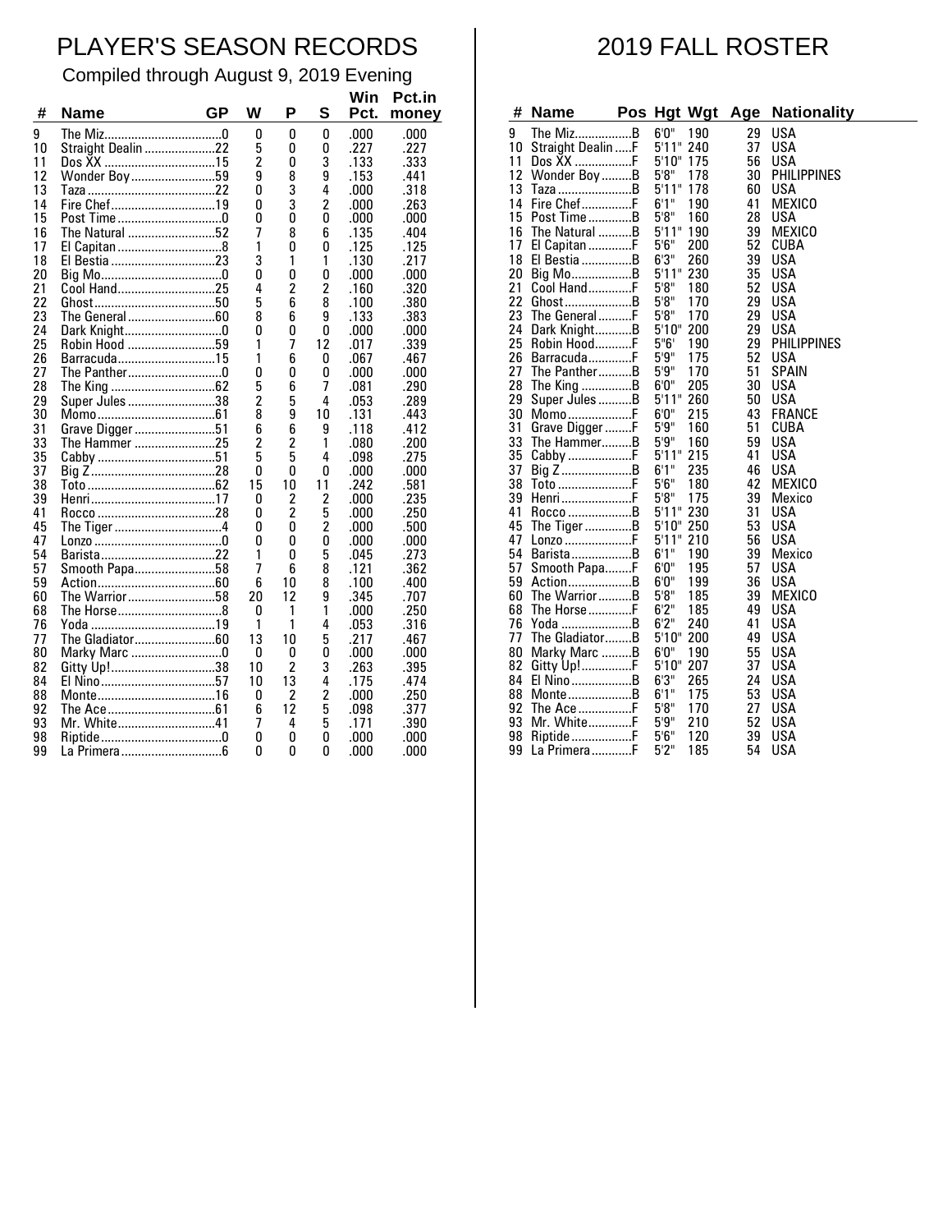# PLAYER'S SEASON RECORDS

Compiled through August 9, 2019 Evening

| # | Name | GP | W | P | S | Win Pct. | Pct.in money |
|---|---|---|---|---|---|---|---|
| 9 | The Miz | 0 | 0 | 0 | 0 | .000 | .000 |
| 10 | Straight Dealin | 22 | 5 | 0 | 0 | .227 | .227 |
| 11 | Dos XX | 15 | 2 | 0 | 3 | .133 | .333 |
| 12 | Wonder Boy | 59 | 9 | 8 | 9 | .153 | .441 |
| 13 | Taza | 22 | 0 | 3 | 4 | .000 | .318 |
| 14 | Fire Chef | 19 | 0 | 3 | 2 | .000 | .263 |
| 15 | Post Time | 0 | 0 | 0 | 0 | .000 | .000 |
| 16 | The Natural | 52 | 7 | 8 | 6 | .135 | .404 |
| 17 | El Capitan | 8 | 1 | 0 | 0 | .125 | .125 |
| 18 | El Bestia | 23 | 3 | 1 | 1 | .130 | .217 |
| 20 | Big Mo | 0 | 0 | 0 | 0 | .000 | .000 |
| 21 | Cool Hand | 25 | 4 | 2 | 2 | .160 | .320 |
| 22 | Ghost | 50 | 5 | 6 | 8 | .100 | .380 |
| 23 | The General | 60 | 8 | 6 | 9 | .133 | .383 |
| 24 | Dark Knight | 0 | 0 | 0 | 0 | .000 | .000 |
| 25 | Robin Hood | 59 | 1 | 7 | 12 | .017 | .339 |
| 26 | Barracuda | 15 | 1 | 6 | 0 | .067 | .467 |
| 27 | The Panther | 0 | 0 | 0 | 0 | .000 | .000 |
| 28 | The King | 62 | 5 | 6 | 7 | .081 | .290 |
| 29 | Super Jules | 38 | 2 | 5 | 4 | .053 | .289 |
| 30 | Momo | 61 | 8 | 9 | 10 | .131 | .443 |
| 31 | Grave Digger | 51 | 6 | 6 | 9 | .118 | .412 |
| 33 | The Hammer | 25 | 2 | 2 | 1 | .080 | .200 |
| 35 | Cabby | 51 | 5 | 5 | 4 | .098 | .275 |
| 37 | Big Z | 28 | 0 | 0 | 0 | .000 | .000 |
| 38 | Toto | 62 | 15 | 10 | 11 | .242 | .581 |
| 39 | Henri | 17 | 0 | 2 | 2 | .000 | .235 |
| 41 | Rocco | 28 | 0 | 2 | 5 | .000 | .250 |
| 45 | The Tiger | 4 | 0 | 0 | 2 | .000 | .500 |
| 47 | Lonzo | 0 | 0 | 0 | 0 | .000 | .000 |
| 54 | Barista | 22 | 1 | 0 | 5 | .045 | .273 |
| 57 | Smooth Papa | 58 | 7 | 6 | 8 | .121 | .362 |
| 59 | Action | 60 | 6 | 10 | 8 | .100 | .400 |
| 60 | The Warrior | 58 | 20 | 12 | 9 | .345 | .707 |
| 68 | The Horse | 8 | 0 | 1 | 1 | .000 | .250 |
| 76 | Yoda | 19 | 1 | 1 | 4 | .053 | .316 |
| 77 | The Gladiator | 60 | 13 | 10 | 5 | .217 | .467 |
| 80 | Marky Marc | 0 | 0 | 0 | 0 | .000 | .000 |
| 82 | Gitty Up! | 38 | 10 | 2 | 3 | .263 | .395 |
| 84 | El Nino | 57 | 10 | 13 | 4 | .175 | .474 |
| 88 | Monte | 16 | 0 | 2 | 2 | .000 | .250 |
| 92 | The Ace | 61 | 6 | 12 | 5 | .098 | .377 |
| 93 | Mr. White | 41 | 7 | 4 | 5 | .171 | .390 |
| 98 | Riptide | 0 | 0 | 0 | 0 | .000 | .000 |
| 99 | La Primera | 6 | 0 | 0 | 0 | .000 | .000 |

# 2019 FALL ROSTER

| # | Name | Pos | Hgt | Wgt | Age | Nationality |
|---|---|---|---|---|---|---|
| 9 | The Miz | B | 6'0" | 190 | 29 | USA |
| 10 | Straight Dealin | F | 5'11" | 240 | 37 | USA |
| 11 | Dos XX | F | 5'10" | 175 | 56 | USA |
| 12 | Wonder Boy | B | 5'8" | 178 | 30 | PHILIPPINES |
| 13 | Taza | B | 5'11" | 178 | 60 | USA |
| 14 | Fire Chef | F | 6'1" | 190 | 41 | MEXICO |
| 15 | Post Time | B | 5'8" | 160 | 28 | USA |
| 16 | The Natural | B | 5'11" | 190 | 39 | MEXICO |
| 17 | El Capitan | F | 5'6" | 200 | 52 | CUBA |
| 18 | El Bestia | B | 6'3" | 260 | 39 | USA |
| 20 | Big Mo | B | 5'11" | 230 | 35 | USA |
| 21 | Cool Hand | F | 5'8" | 180 | 52 | USA |
| 22 | Ghost | B | 5'8" | 170 | 29 | USA |
| 23 | The General | F | 5'8" | 170 | 29 | USA |
| 24 | Dark Knight | B | 5'10" | 200 | 29 | USA |
| 25 | Robin Hood | F | 5"6' | 190 | 29 | PHILIPPINES |
| 26 | Barracuda | F | 5'9" | 175 | 52 | USA |
| 27 | The Panther | B | 5'9" | 170 | 51 | SPAIN |
| 28 | The King | B | 6'0" | 205 | 30 | USA |
| 29 | Super Jules | B | 5'11" | 260 | 50 | USA |
| 30 | Momo | F | 6'0" | 215 | 43 | FRANCE |
| 31 | Grave Digger | F | 5'9" | 160 | 51 | CUBA |
| 33 | The Hammer | B | 5'9" | 160 | 59 | USA |
| 35 | Cabby | F | 5'11" | 215 | 41 | USA |
| 37 | Big Z | B | 6'1" | 235 | 46 | USA |
| 38 | Toto | F | 5'6" | 180 | 42 | MEXICO |
| 39 | Henri | F | 5'8" | 175 | 39 | Mexico |
| 41 | Rocco | B | 5'11" | 230 | 31 | USA |
| 45 | The Tiger | B | 5'10" | 250 | 53 | USA |
| 47 | Lonzo | F | 5'11" | 210 | 56 | USA |
| 54 | Barista | B | 6'1" | 190 | 39 | Mexico |
| 57 | Smooth Papa | F | 6'0" | 195 | 57 | USA |
| 59 | Action | B | 6'0" | 199 | 36 | USA |
| 60 | The Warrior | B | 5'8" | 185 | 39 | MEXICO |
| 68 | The Horse | F | 6'2" | 185 | 49 | USA |
| 76 | Yoda | B | 6'2" | 240 | 41 | USA |
| 77 | The Gladiator | B | 5'10" | 200 | 49 | USA |
| 80 | Marky Marc | B | 6'0" | 190 | 55 | USA |
| 82 | Gitty Up! | F | 5'10" | 207 | 37 | USA |
| 84 | El Nino | B | 6'3" | 265 | 24 | USA |
| 88 | Monte | B | 6'1" | 175 | 53 | USA |
| 92 | The Ace | F | 5'8" | 170 | 27 | USA |
| 93 | Mr. White | F | 5'9" | 210 | 52 | USA |
| 98 | Riptide | F | 5'6" | 120 | 39 | USA |
| 99 | La Primera | F | 5'2" | 185 | 54 | USA |